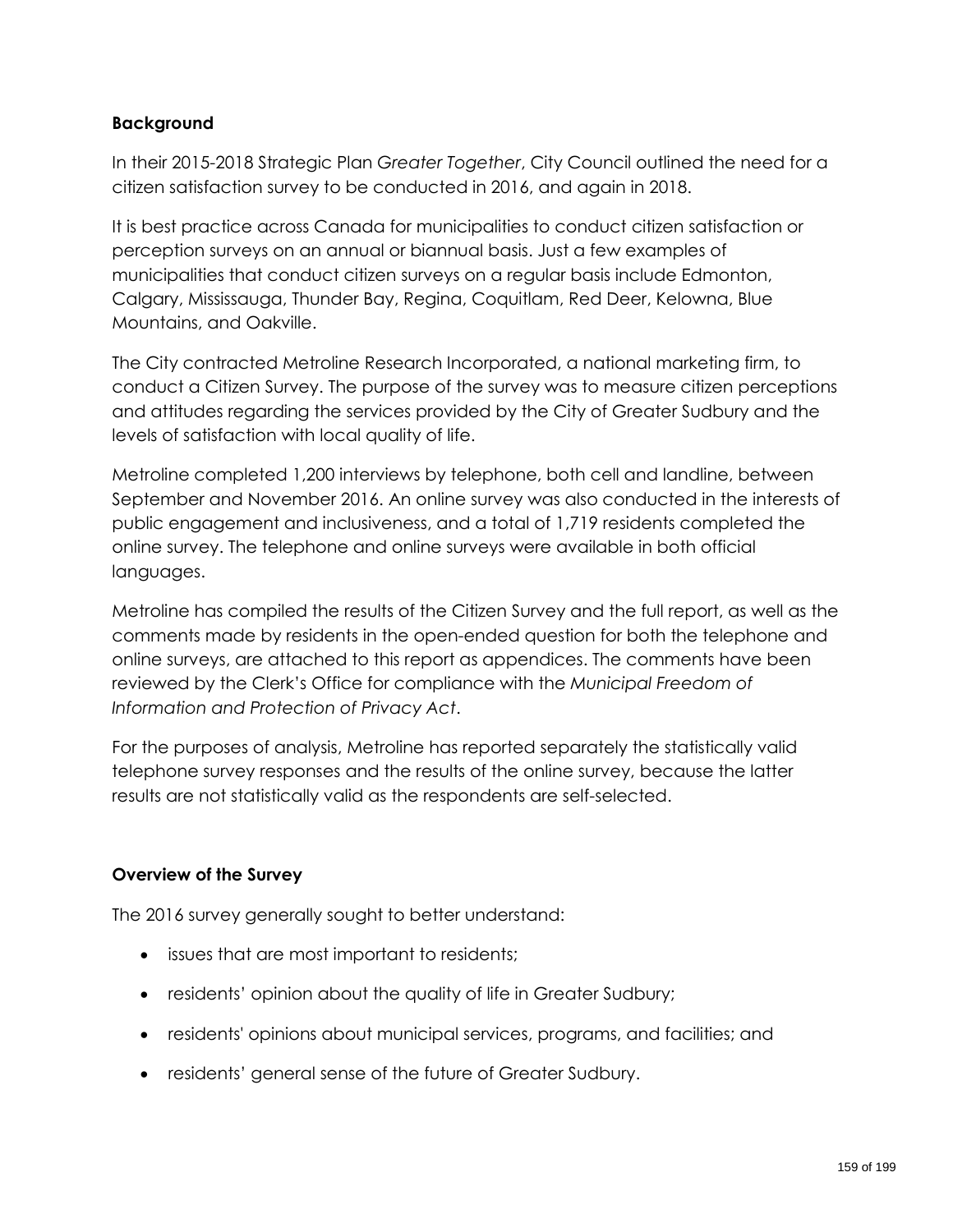## Background

In their 2015-2018 Strategic Plan *Greater Together*, City Council outlined the need for a citizen satisfaction survey to be conducted in 2016, and again in 2018.

It is best practice across Canada for municipalities to conduct citizen satisfaction or perception surveys on an annual or biannual basis. Just a few examples of municipalities that conduct citizen surveys on a regular basis include Edmonton, Calgary, Mississauga, Thunder Bay, Regina, Coquitlam, Red Deer, Kelowna, Blue Mountains, and Oakville.

The City contracted Metroline Research Incorporated, a national marketing firm, to conduct a Citizen Survey. The purpose of the survey was to measure citizen perceptions and attitudes regarding the services provided by the City of Greater Sudbury and the levels of satisfaction with local quality of life.

Metroline completed 1,200 interviews by telephone, both cell and landline, between September and November 2016. An online survey was also conducted in the interests of public engagement and inclusiveness, and a total of 1,719 residents completed the online survey. The telephone and online surveys were available in both official languages.

Metroline has compiled the results of the Citizen Survey and the full report, as well as the comments made by residents in the open-ended question for both the telephone and online surveys, are attached to this report as appendices. The comments have been reviewed by the Clerk's Office for compliance with the *Municipal Freedom of Information and Protection of Privacy Act*.

For the purposes of analysis, Metroline has reported separately the statistically valid telephone survey responses and the results of the online survey, because the latter results are not statistically valid as the respondents are self-selected.

## Overview of the Survey

The 2016 survey generally sought to better understand:

- issues that are most important to residents;
- residents' opinion about the quality of life in Greater Sudbury;
- residents' opinions about municipal services, programs, and facilities; and
- residents' general sense of the future of Greater Sudbury.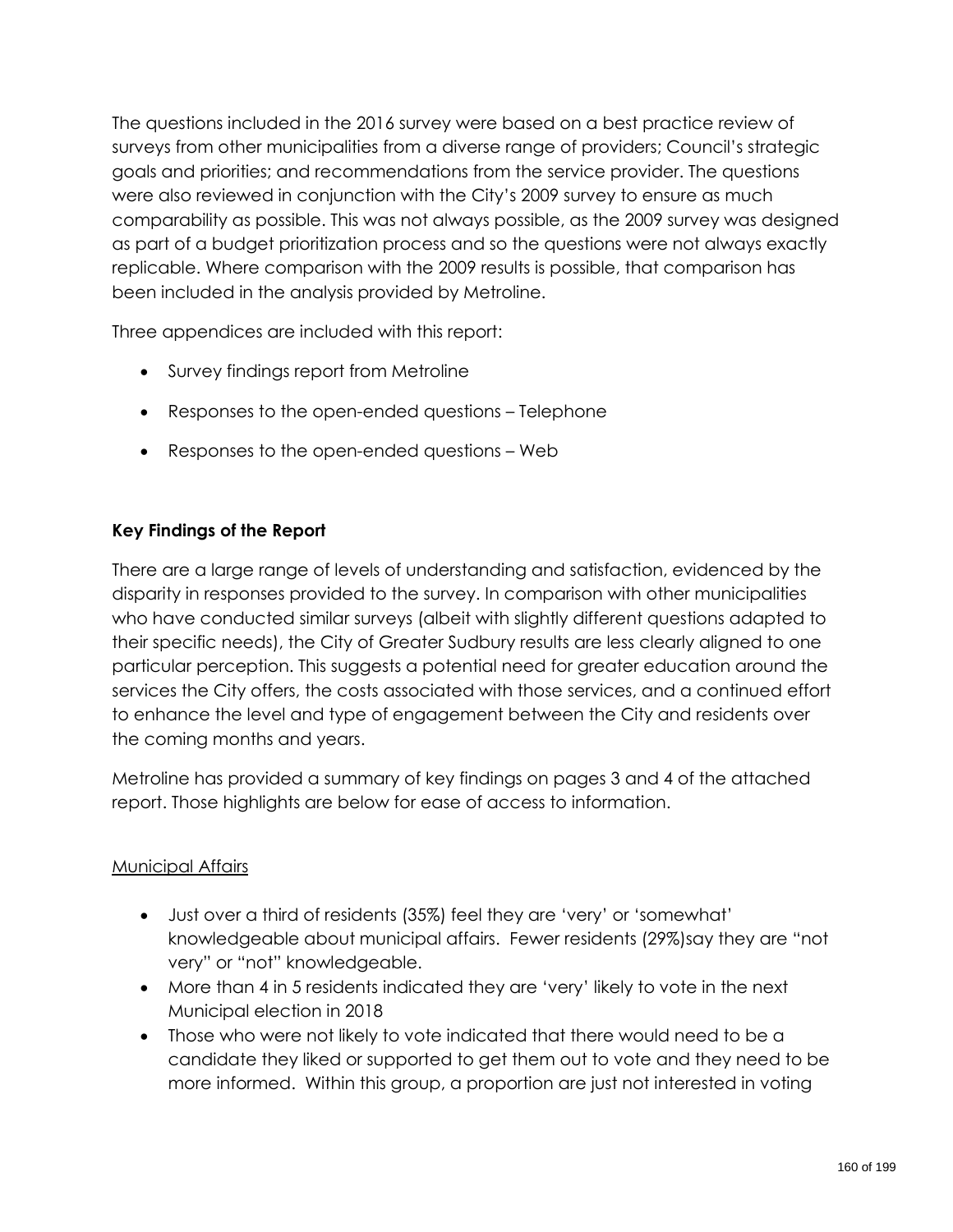The questions included in the 2016 survey were based on a best practice review of surveys from other municipalities from a diverse range of providers; Council's strategic goals and priorities; and recommendations from the service provider. The questions were also reviewed in conjunction with the City's 2009 survey to ensure as much comparability as possible. This was not always possible, as the 2009 survey was designed as part of a budget prioritization process and so the questions were not always exactly replicable. Where comparison with the 2009 results is possible, that comparison has been included in the analysis provided by Metroline.

Three appendices are included with this report:

- Survey findings report from Metroline
- Responses to the open-ended questions – Telephone
- Responses to the open-ended questions – Web

**Key Findings of the Report**

There are a large range of levels of understanding and satisfaction, evidenced by the disparity in responses provided to the survey. In comparison with other municipalities who have conducted similar surveys (albeit with slightly different questions adapted to their specific needs), the City of Greater Sudbury results are less clearly aligned to one particular perception. This suggests a potential need for greater education around the services the City offers, the costs associated with those services, and a continued effort to enhance the level and type of engagement between the City and residents over the coming months and years.

Metroline has provided a summary of key findings on pages 3 and 4 of the attached report. Those highlights are below for ease of access to information.

<u>Municipal Affairs</u>

- Just over a third of residents (35%) feel they are 'very' or 'somewhat' knowledgeable about municipal affairs. Fewer residents (29%)say they are "not very" or "not" knowledgeable.
- More than 4 in 5 residents indicated they are 'very' likely to vote in the next Municipal election in 2018
- Those who were not likely to vote indicated that there would need to be a candidate they liked or supported to get them out to vote and they need to be more informed. Within this group, a proportion are just not interested in voting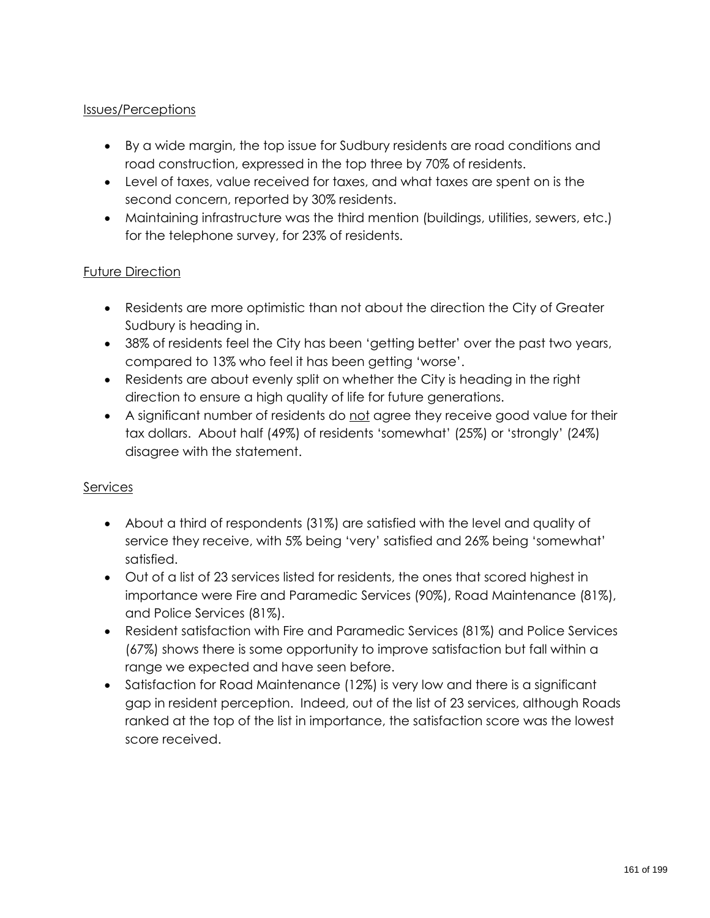Issues/Perceptions

- By a wide margin, the top issue for Sudbury residents are road conditions and road construction, expressed in the top three by 70% of residents.
- Level of taxes, value received for taxes, and what taxes are spent on is the second concern, reported by 30% residents.
- Maintaining infrastructure was the third mention (buildings, utilities, sewers, etc.) for the telephone survey, for 23% of residents.

Future Direction

- Residents are more optimistic than not about the direction the City of Greater Sudbury is heading in.
- 38% of residents feel the City has been 'getting better' over the past two years, compared to 13% who feel it has been getting 'worse'.
- Residents are about evenly split on whether the City is heading in the right direction to ensure a high quality of life for future generations.
- A significant number of residents do not agree they receive good value for their tax dollars. About half (49%) of residents 'somewhat' (25%) or 'strongly' (24%) disagree with the statement.

Services

- About a third of respondents (31%) are satisfied with the level and quality of service they receive, with 5% being 'very' satisfied and 26% being 'somewhat' satisfied.
- Out of a list of 23 services listed for residents, the ones that scored highest in importance were Fire and Paramedic Services (90%), Road Maintenance (81%), and Police Services (81%).
- Resident satisfaction with Fire and Paramedic Services (81%) and Police Services (67%) shows there is some opportunity to improve satisfaction but fall within a range we expected and have seen before.
- Satisfaction for Road Maintenance (12%) is very low and there is a significant gap in resident perception. Indeed, out of the list of 23 services, although Roads ranked at the top of the list in importance, the satisfaction score was the lowest score received.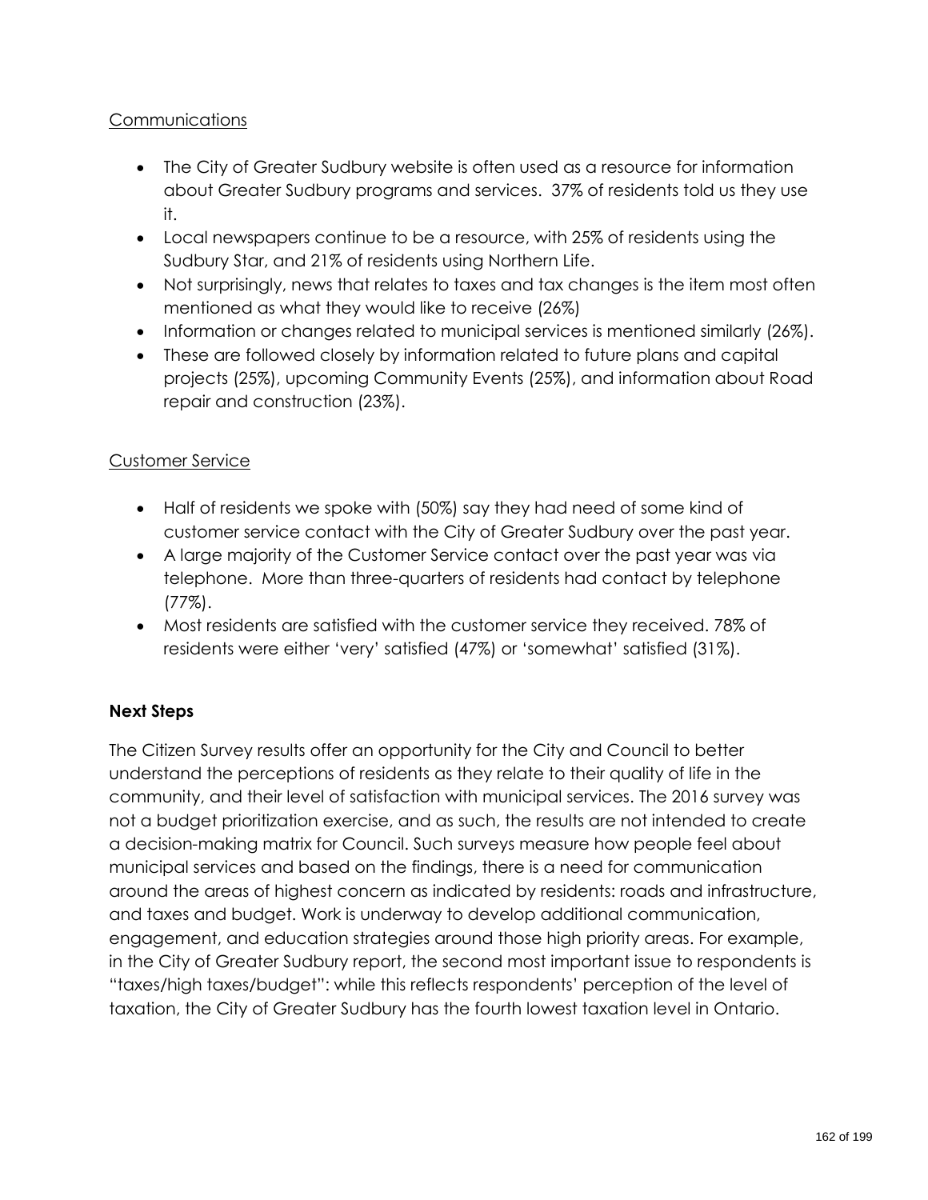<u>Communications</u>

- The City of Greater Sudbury website is often used as a resource for information about Greater Sudbury programs and services. 37% of residents told us they use it.
- Local newspapers continue to be a resource, with 25% of residents using the Sudbury Star, and 21% of residents using Northern Life.
- Not surprisingly, news that relates to taxes and tax changes is the item most often mentioned as what they would like to receive (26%)
- Information or changes related to municipal services is mentioned similarly (26%).
- These are followed closely by information related to future plans and capital projects (25%), upcoming Community Events (25%), and information about Road repair and construction (23%).

<u>Customer Service</u>

- Half of residents we spoke with (50%) say they had need of some kind of customer service contact with the City of Greater Sudbury over the past year.
- A large majority of the Customer Service contact over the past year was via telephone. More than three-quarters of residents had contact by telephone (77%).
- Most residents are satisfied with the customer service they received. 78% of residents were either 'very' satisfied (47%) or 'somewhat' satisfied (31%).

**Next Steps**

The Citizen Survey results offer an opportunity for the City and Council to better understand the perceptions of residents as they relate to their quality of life in the community, and their level of satisfaction with municipal services. The 2016 survey was not a budget prioritization exercise, and as such, the results are not intended to create a decision-making matrix for Council. Such surveys measure how people feel about municipal services and based on the findings, there is a need for communication around the areas of highest concern as indicated by residents: roads and infrastructure, and taxes and budget. Work is underway to develop additional communication, engagement, and education strategies around those high priority areas. For example, in the City of Greater Sudbury report, the second most important issue to respondents is "taxes/high taxes/budget": while this reflects respondents' perception of the level of taxation, the City of Greater Sudbury has the fourth lowest taxation level in Ontario.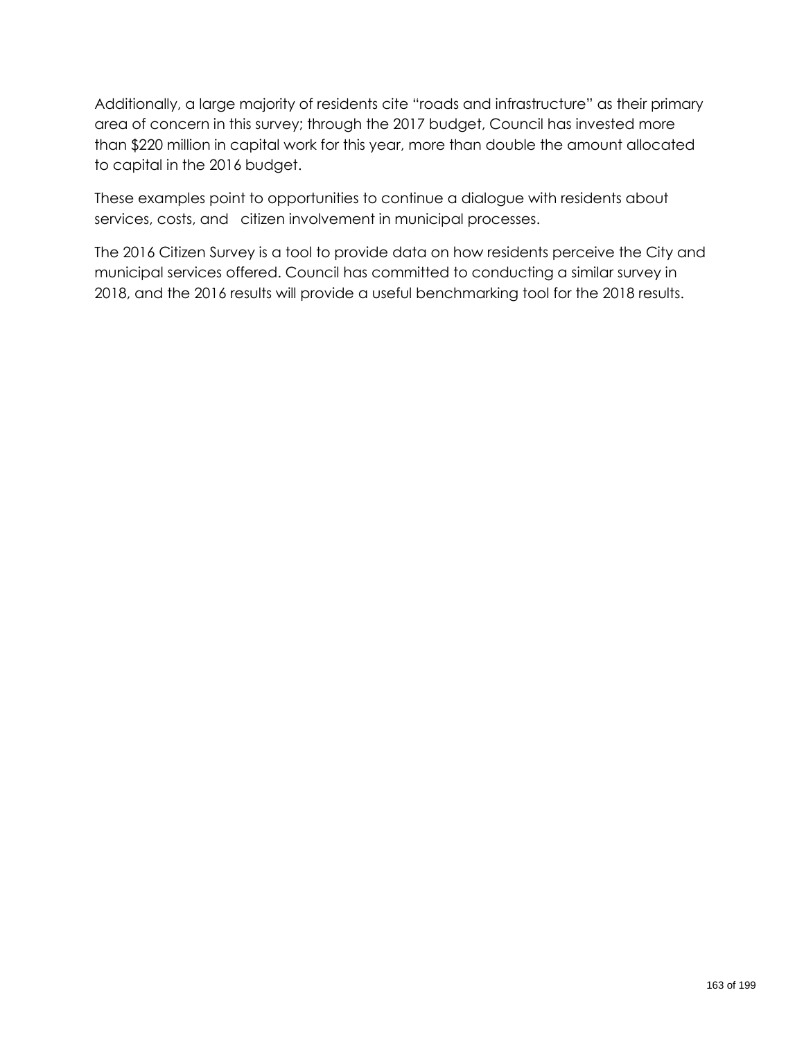Additionally, a large majority of residents cite "roads and infrastructure" as their primary area of concern in this survey; through the 2017 budget, Council has invested more than $220 million in capital work for this year, more than double the amount allocated to capital in the 2016 budget.

These examples point to opportunities to continue a dialogue with residents about services, costs, and citizen involvement in municipal processes.

The 2016 Citizen Survey is a tool to provide data on how residents perceive the City and municipal services offered. Council has committed to conducting a similar survey in 2018, and the 2016 results will provide a useful benchmarking tool for the 2018 results.